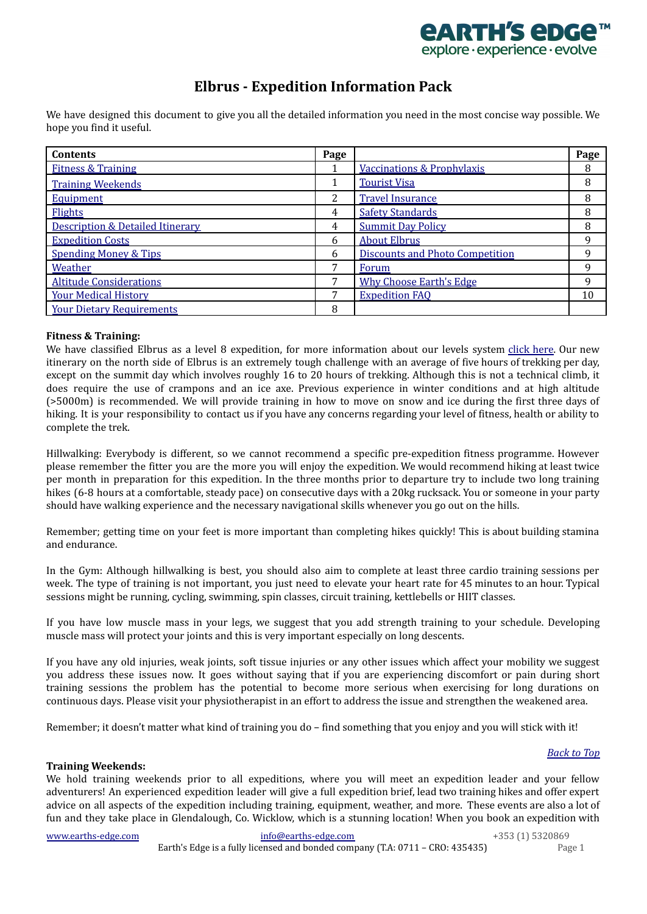# Elbrus - Expedition Information Pack

We have designed this document to give you all the detailed information you need in the most concise way possible. We hope you find it useful.

| Contents | Page | | Page |
|---|---|---|---|
| Fitness & Training | 1 | Vaccinations & Prophylaxis | 8 |
| Training Weekends | 1 | Tourist Visa | 8 |
| Equipment | 2 | Travel Insurance | 8 |
| Flights | 4 | Safety Standards | 8 |
| Description & Detailed Itinerary | 4 | Summit Day Policy | 8 |
| Expedition Costs | 6 | About Elbrus | 9 |
| Spending Money & Tips | 6 | Discounts and Photo Competition | 9 |
| Weather | 7 | Forum | 9 |
| Altitude Considerations | 7 | Why Choose Earth's Edge | 9 |
| Your Medical History | 7 | Expedition FAQ | 10 |
| Your Dietary Requirements | 8 | | |

**Fitness & Training:**

We have classified Elbrus as a level 8 expedition, for more information about our levels system click here. Our new itinerary on the north side of Elbrus is an extremely tough challenge with an average of five hours of trekking per day, except on the summit day which involves roughly 16 to 20 hours of trekking. Although this is not a technical climb, it does require the use of crampons and an ice axe. Previous experience in winter conditions and at high altitude (>5000m) is recommended. We will provide training in how to move on snow and ice during the first three days of hiking. It is your responsibility to contact us if you have any concerns regarding your level of fitness, health or ability to complete the trek.

Hillwalking: Everybody is different, so we cannot recommend a specific pre-expedition fitness programme. However please remember the fitter you are the more you will enjoy the expedition. We would recommend hiking at least twice per month in preparation for this expedition. In the three months prior to departure try to include two long training hikes (6-8 hours at a comfortable, steady pace) on consecutive days with a 20kg rucksack. You or someone in your party should have walking experience and the necessary navigational skills whenever you go out on the hills.

Remember; getting time on your feet is more important than completing hikes quickly! This is about building stamina and endurance.

In the Gym: Although hillwalking is best, you should also aim to complete at least three cardio training sessions per week. The type of training is not important, you just need to elevate your heart rate for 45 minutes to an hour. Typical sessions might be running, cycling, swimming, spin classes, circuit training, kettlebells or HIIT classes.

If you have low muscle mass in your legs, we suggest that you add strength training to your schedule. Developing muscle mass will protect your joints and this is very important especially on long descents.

If you have any old injuries, weak joints, soft tissue injuries or any other issues which affect your mobility we suggest you address these issues now. It goes without saying that if you are experiencing discomfort or pain during short training sessions the problem has the potential to become more serious when exercising for long durations on continuous days. Please visit your physiotherapist in an effort to address the issue and strengthen the weakened area.

Remember; it doesn't matter what kind of training you do – find something that you enjoy and you will stick with it!

*Back to Top*

**Training Weekends:**

We hold training weekends prior to all expeditions, where you will meet an expedition leader and your fellow adventurers! An experienced expedition leader will give a full expedition brief, lead two training hikes and offer expert advice on all aspects of the expedition including training, equipment, weather, and more. These events are also a lot of fun and they take place in Glendalough, Co. Wicklow, which is a stunning location! When you book an expedition with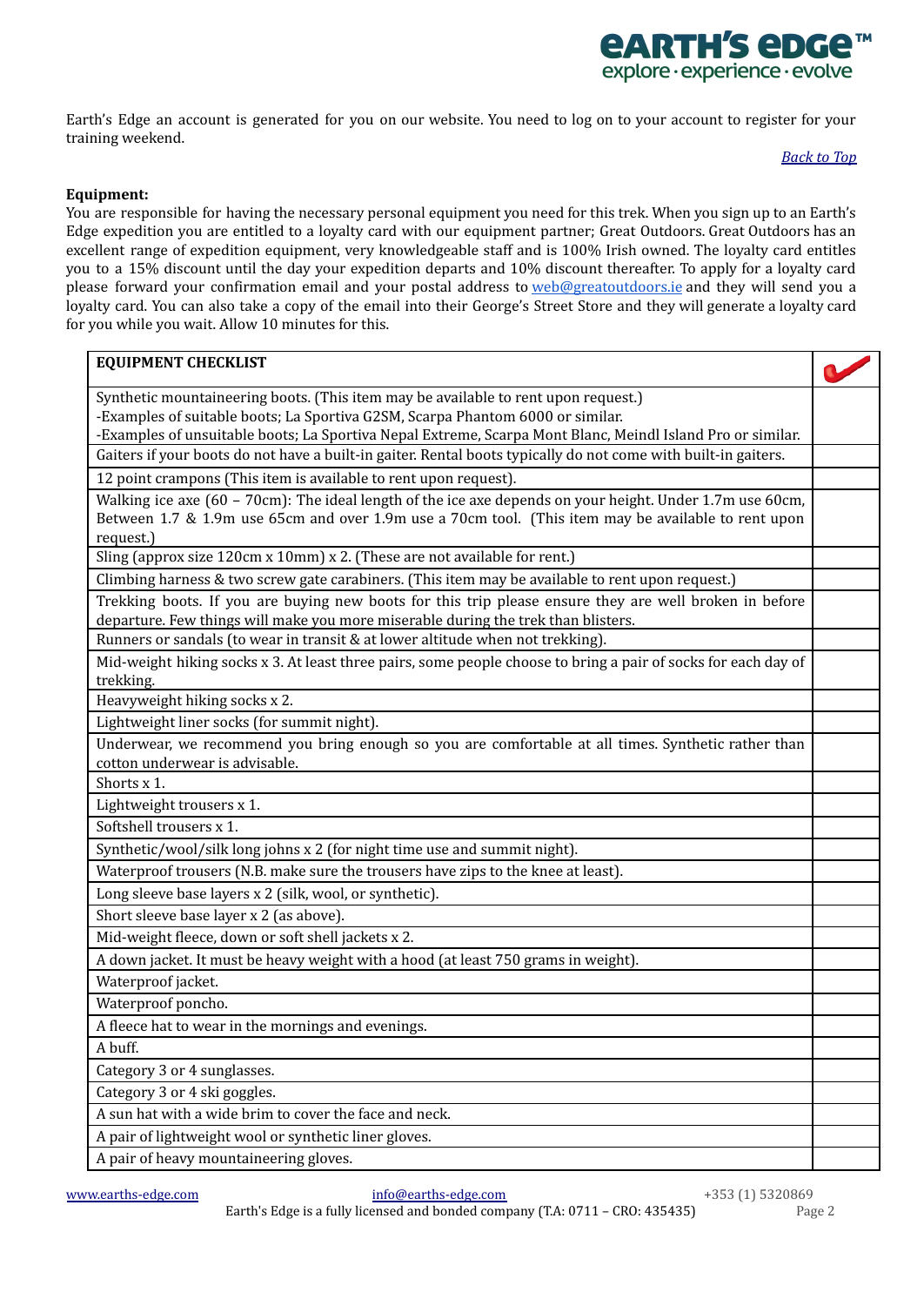Earth's Edge an account is generated for you on our website. You need to log on to your account to register for your training weekend.

*Back to Top*

**Equipment:**
You are responsible for having the necessary personal equipment you need for this trek. When you sign up to an Earth's Edge expedition you are entitled to a loyalty card with our equipment partner; Great Outdoors. Great Outdoors has an excellent range of expedition equipment, very knowledgeable staff and is 100% Irish owned. The loyalty card entitles you to a 15% discount until the day your expedition departs and 10% discount thereafter. To apply for a loyalty card please forward your confirmation email and your postal address to web@greatoutdoors.ie and they will send you a loyalty card. You can also take a copy of the email into their George's Street Store and they will generate a loyalty card for you while you wait. Allow 10 minutes for this.

| EQUIPMENT CHECKLIST | ✓ |
|---|---|
| Synthetic mountaineering boots. (This item may be available to rent upon request.)<br>-Examples of suitable boots; La Sportiva G2SM, Scarpa Phantom 6000 or similar.<br>-Examples of unsuitable boots; La Sportiva Nepal Extreme, Scarpa Mont Blanc, Meindl Island Pro or similar. | |
| Gaiters if your boots do not have a built-in gaiter. Rental boots typically do not come with built-in gaiters. | |
| 12 point crampons (This item is available to rent upon request). | |
| Walking ice axe (60 – 70cm): The ideal length of the ice axe depends on your height. Under 1.7m use 60cm, Between 1.7 & 1.9m use 65cm and over 1.9m use a 70cm tool. (This item may be available to rent upon request.) | |
| Sling (approx size 120cm x 10mm) x 2. (These are not available for rent.) | |
| Climbing harness & two screw gate carabiners. (This item may be available to rent upon request.) | |
| Trekking boots. If you are buying new boots for this trip please ensure they are well broken in before departure. Few things will make you more miserable during the trek than blisters. | |
| Runners or sandals (to wear in transit & at lower altitude when not trekking). | |
| Mid-weight hiking socks x 3. At least three pairs, some people choose to bring a pair of socks for each day of trekking. | |
| Heavyweight hiking socks x 2. | |
| Lightweight liner socks (for summit night). | |
| Underwear, we recommend you bring enough so you are comfortable at all times. Synthetic rather than cotton underwear is advisable. | |
| Shorts x 1. | |
| Lightweight trousers x 1. | |
| Softshell trousers x 1. | |
| Synthetic/wool/silk long johns x 2 (for night time use and summit night). | |
| Waterproof trousers (N.B. make sure the trousers have zips to the knee at least). | |
| Long sleeve base layers x 2 (silk, wool, or synthetic). | |
| Short sleeve base layer x 2 (as above). | |
| Mid-weight fleece, down or soft shell jackets x 2. | |
| A down jacket. It must be heavy weight with a hood (at least 750 grams in weight). | |
| Waterproof jacket. | |
| Waterproof poncho. | |
| A fleece hat to wear in the mornings and evenings. | |
| A buff. | |
| Category 3 or 4 sunglasses. | |
| Category 3 or 4 ski goggles. | |
| A sun hat with a wide brim to cover the face and neck. | |
| A pair of lightweight wool or synthetic liner gloves. | |
| A pair of heavy mountaineering gloves. | |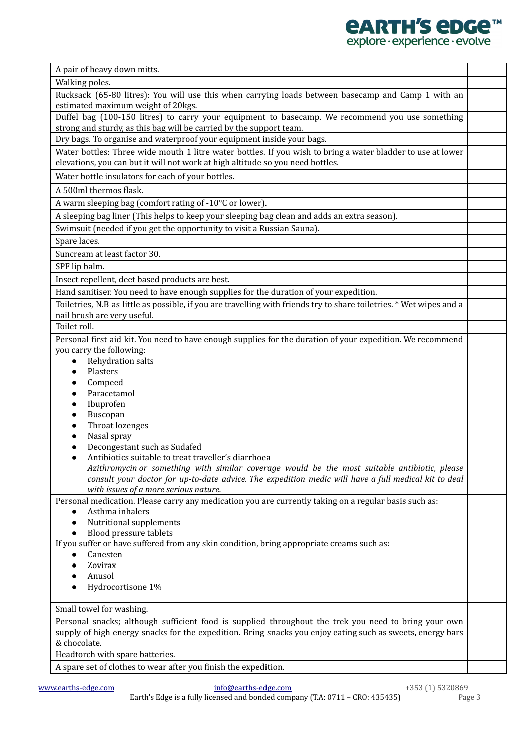| | |
|---|---|
| A pair of heavy down mitts. | |
| Walking poles. | |
| Rucksack (65-80 litres): You will use this when carrying loads between basecamp and Camp 1 with an estimated maximum weight of 20kgs. | |
| Duffel bag (100-150 litres) to carry your equipment to basecamp. We recommend you use something strong and sturdy, as this bag will be carried by the support team. | |
| Dry bags. To organise and waterproof your equipment inside your bags. | |
| Water bottles: Three wide mouth 1 litre water bottles. If you wish to bring a water bladder to use at lower elevations, you can but it will not work at high altitude so you need bottles. | |
| Water bottle insulators for each of your bottles. | |
| A 500ml thermos flask. | |
| A warm sleeping bag (comfort rating of -10°C or lower). | |
| A sleeping bag liner (This helps to keep your sleeping bag clean and adds an extra season). | |
| Swimsuit (needed if you get the opportunity to visit a Russian Sauna). | |
| Spare laces. | |
| Suncream at least factor 30. | |
| SPF lip balm. | |
| Insect repellent, deet based products are best. | |
| Hand sanitiser. You need to have enough supplies for the duration of your expedition. | |
| Toiletries, N.B as little as possible, if you are travelling with friends try to share toiletries. * Wet wipes and a nail brush are very useful. | |
| Toilet roll. | |
| Personal first aid kit. You need to have enough supplies for the duration of your expedition. We recommend you carry the following:<br>• Rehydration salts<br>• Plasters<br>• Compeed<br>• Paracetamol<br>• Ibuprofen<br>• Buscopan<br>• Throat lozenges<br>• Nasal spray<br>• Decongestant such as Sudafed<br>• Antibiotics suitable to treat traveller's diarrhoea<br>*Azithromycin or something with similar coverage would be the most suitable antibiotic, please consult your doctor for up-to-date advice. The expedition medic will have a full medical kit to deal with issues of a more serious nature.* | |
| Personal medication. Please carry any medication you are currently taking on a regular basis such as:<br>• Asthma inhalers<br>• Nutritional supplements<br>• Blood pressure tablets<br>If you suffer or have suffered from any skin condition, bring appropriate creams such as:<br>• Canesten<br>• Zovirax<br>• Anusol<br>• Hydrocortisone 1% | |
| Small towel for washing. | |
| Personal snacks; although sufficient food is supplied throughout the trek you need to bring your own supply of high energy snacks for the expedition. Bring snacks you enjoy eating such as sweets, energy bars & chocolate. | |
| Headtorch with spare batteries. | |
| A spare set of clothes to wear after you finish the expedition. | |

www.earths-edge.com info@earths-edge.com +353 (1) 5320869
Earth's Edge is a fully licensed and bonded company (T.A: 0711 – CRO: 435435)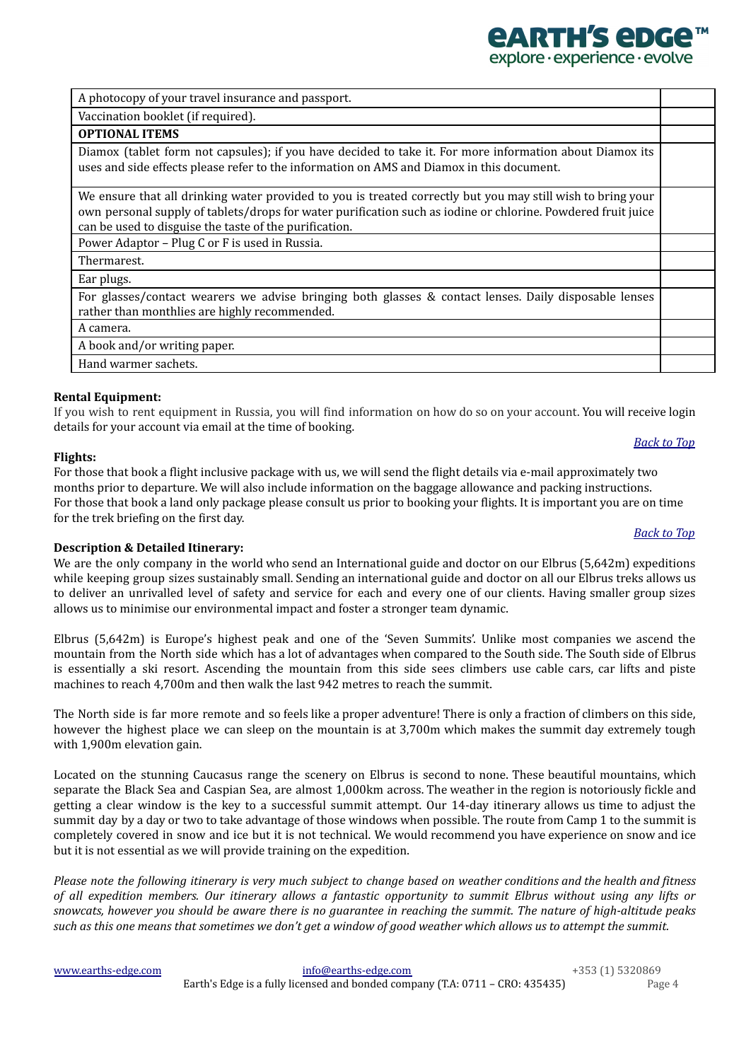| | |
|---|---|
| A photocopy of your travel insurance and passport. | |
| Vaccination booklet (if required). | |
| **OPTIONAL ITEMS** | |
| Diamox (tablet form not capsules); if you have decided to take it. For more information about Diamox its uses and side effects please refer to the information on AMS and Diamox in this document. | |
| We ensure that all drinking water provided to you is treated correctly but you may still wish to bring your own personal supply of tablets/drops for water purification such as iodine or chlorine. Powdered fruit juice can be used to disguise the taste of the purification. | |
| Power Adaptor – Plug C or F is used in Russia. | |
| Thermarest. | |
| Ear plugs. | |
| For glasses/contact wearers we advise bringing both glasses & contact lenses. Daily disposable lenses rather than monthlies are highly recommended. | |
| A camera. | |
| A book and/or writing paper. | |
| Hand warmer sachets. | |

**Rental Equipment:**

If you wish to rent equipment in Russia, you will find information on how do so on your account. You will receive login details for your account via email at the time of booking.

*Back to Top*

**Flights:**

For those that book a flight inclusive package with us, we will send the flight details via e-mail approximately two months prior to departure. We will also include information on the baggage allowance and packing instructions.
For those that book a land only package please consult us prior to booking your flights. It is important you are on time for the trek briefing on the first day.

*Back to Top*

**Description & Detailed Itinerary:**

We are the only company in the world who send an International guide and doctor on our Elbrus (5,642m) expeditions while keeping group sizes sustainably small. Sending an international guide and doctor on all our Elbrus treks allows us to deliver an unrivalled level of safety and service for each and every one of our clients. Having smaller group sizes allows us to minimise our environmental impact and foster a stronger team dynamic.

Elbrus (5,642m) is Europe's highest peak and one of the 'Seven Summits'. Unlike most companies we ascend the mountain from the North side which has a lot of advantages when compared to the South side. The South side of Elbrus is essentially a ski resort. Ascending the mountain from this side sees climbers use cable cars, car lifts and piste machines to reach 4,700m and then walk the last 942 metres to reach the summit.

The North side is far more remote and so feels like a proper adventure! There is only a fraction of climbers on this side, however the highest place we can sleep on the mountain is at 3,700m which makes the summit day extremely tough with 1,900m elevation gain.

Located on the stunning Caucasus range the scenery on Elbrus is second to none. These beautiful mountains, which separate the Black Sea and Caspian Sea, are almost 1,000km across. The weather in the region is notoriously fickle and getting a clear window is the key to a successful summit attempt. Our 14-day itinerary allows us time to adjust the summit day by a day or two to take advantage of those windows when possible. The route from Camp 1 to the summit is completely covered in snow and ice but it is not technical. We would recommend you have experience on snow and ice but it is not essential as we will provide training on the expedition.

*Please note the following itinerary is very much subject to change based on weather conditions and the health and fitness of all expedition members. Our itinerary allows a fantastic opportunity to summit Elbrus without using any lifts or snowcats, however you should be aware there is no guarantee in reaching the summit. The nature of high-altitude peaks such as this one means that sometimes we don't get a window of good weather which allows us to attempt the summit.*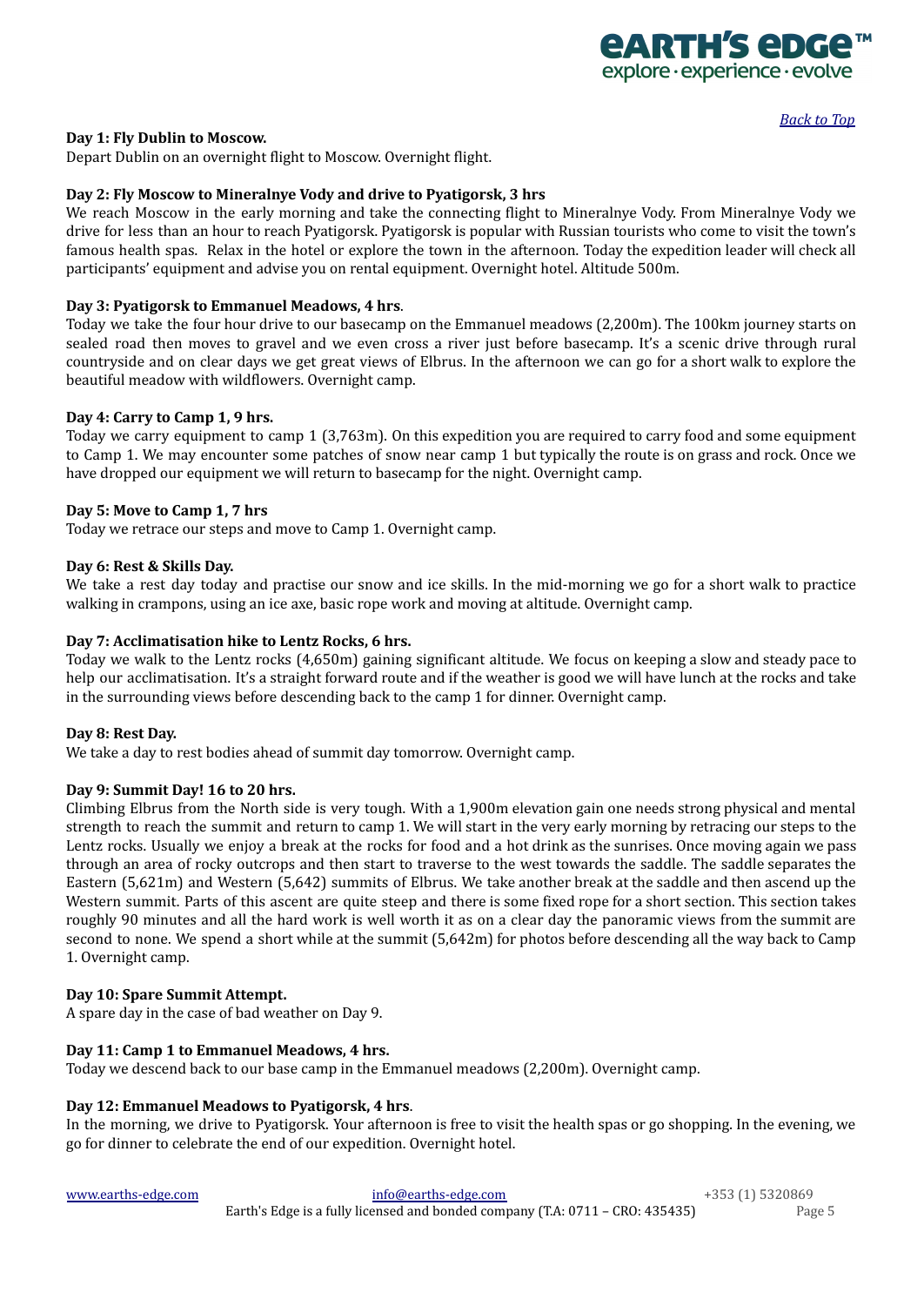[Back to Top](#)

**Day 1: Fly Dublin to Moscow.**
Depart Dublin on an overnight flight to Moscow. Overnight flight.

**Day 2: Fly Moscow to Mineralnye Vody and drive to Pyatigorsk, 3 hrs**
We reach Moscow in the early morning and take the connecting flight to Mineralnye Vody. From Mineralnye Vody we drive for less than an hour to reach Pyatigorsk. Pyatigorsk is popular with Russian tourists who come to visit the town's famous health spas. Relax in the hotel or explore the town in the afternoon. Today the expedition leader will check all participants' equipment and advise you on rental equipment. Overnight hotel. Altitude 500m.

**Day 3: Pyatigorsk to Emmanuel Meadows, 4 hrs**.
Today we take the four hour drive to our basecamp on the Emmanuel meadows (2,200m). The 100km journey starts on sealed road then moves to gravel and we even cross a river just before basecamp. It's a scenic drive through rural countryside and on clear days we get great views of Elbrus. In the afternoon we can go for a short walk to explore the beautiful meadow with wildflowers. Overnight camp.

**Day 4: Carry to Camp 1, 9 hrs.**
Today we carry equipment to camp 1 (3,763m). On this expedition you are required to carry food and some equipment to Camp 1. We may encounter some patches of snow near camp 1 but typically the route is on grass and rock. Once we have dropped our equipment we will return to basecamp for the night. Overnight camp.

**Day 5: Move to Camp 1, 7 hrs**
Today we retrace our steps and move to Camp 1. Overnight camp.

**Day 6: Rest & Skills Day.**
We take a rest day today and practise our snow and ice skills. In the mid-morning we go for a short walk to practice walking in crampons, using an ice axe, basic rope work and moving at altitude. Overnight camp.

**Day 7: Acclimatisation hike to Lentz Rocks, 6 hrs.**
Today we walk to the Lentz rocks (4,650m) gaining significant altitude. We focus on keeping a slow and steady pace to help our acclimatisation. It's a straight forward route and if the weather is good we will have lunch at the rocks and take in the surrounding views before descending back to the camp 1 for dinner. Overnight camp.

**Day 8: Rest Day.**
We take a day to rest bodies ahead of summit day tomorrow. Overnight camp.

**Day 9: Summit Day! 16 to 20 hrs.**
Climbing Elbrus from the North side is very tough. With a 1,900m elevation gain one needs strong physical and mental strength to reach the summit and return to camp 1. We will start in the very early morning by retracing our steps to the Lentz rocks. Usually we enjoy a break at the rocks for food and a hot drink as the sunrises. Once moving again we pass through an area of rocky outcrops and then start to traverse to the west towards the saddle. The saddle separates the Eastern (5,621m) and Western (5,642) summits of Elbrus. We take another break at the saddle and then ascend up the Western summit. Parts of this ascent are quite steep and there is some fixed rope for a short section. This section takes roughly 90 minutes and all the hard work is well worth it as on a clear day the panoramic views from the summit are second to none. We spend a short while at the summit (5,642m) for photos before descending all the way back to Camp 1. Overnight camp.

**Day 10: Spare Summit Attempt.**
A spare day in the case of bad weather on Day 9.

**Day 11: Camp 1 to Emmanuel Meadows, 4 hrs.**
Today we descend back to our base camp in the Emmanuel meadows (2,200m). Overnight camp.

**Day 12: Emmanuel Meadows to Pyatigorsk, 4 hrs**.
In the morning, we drive to Pyatigorsk. Your afternoon is free to visit the health spas or go shopping. In the evening, we go for dinner to celebrate the end of our expedition. Overnight hotel.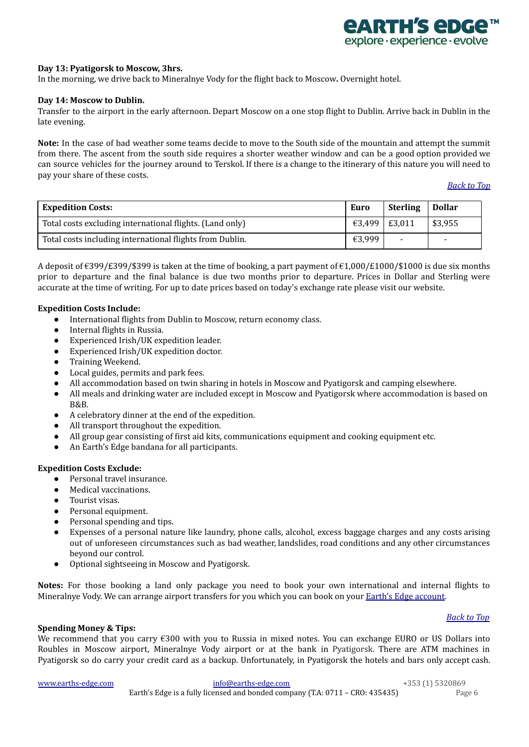**Day 13: Pyatigorsk to Moscow, 3hrs.**
In the morning, we drive back to Mineralnye Vody for the flight back to Moscow**.** Overnight hotel.

**Day 14: Moscow to Dublin.**
Transfer to the airport in the early afternoon. Depart Moscow on a one stop flight to Dublin. Arrive back in Dublin in the late evening.

**Note:** In the case of bad weather some teams decide to move to the South side of the mountain and attempt the summit from there. The ascent from the south side requires a shorter weather window and can be a good option provided we can source vehicles for the journey around to Terskol. If there is a change to the itinerary of this nature you will need to pay your share of these costs.

*Back to Top*

| **Expedition Costs:** | **Euro** | **Sterling** | **Dollar** |
|---|---|---|---|
| Total costs excluding international flights. (Land only) | €3,499 | £3,011 | $3,955 |
| Total costs including international flights from Dublin. | €3,999 | - | - |

A deposit of €399/£399/$399 is taken at the time of booking, a part payment of €1,000/£1000/$1000 is due six months prior to departure and the final balance is due two months prior to departure. Prices in Dollar and Sterling were accurate at the time of writing. For up to date prices based on today's exchange rate please visit our website.

**Expedition Costs Include:**

- International flights from Dublin to Moscow, return economy class.
- Internal flights in Russia.
- Experienced Irish/UK expedition leader.
- Experienced Irish/UK expedition doctor.
- Training Weekend.
- Local guides, permits and park fees.
- All accommodation based on twin sharing in hotels in Moscow and Pyatigorsk and camping elsewhere.
- All meals and drinking water are included except in Moscow and Pyatigorsk where accommodation is based on B&B.
- A celebratory dinner at the end of the expedition.
- All transport throughout the expedition.
- All group gear consisting of first aid kits, communications equipment and cooking equipment etc.
- An Earth's Edge bandana for all participants.

**Expedition Costs Exclude:**

- Personal travel insurance.
- Medical vaccinations.
- Tourist visas.
- Personal equipment.
- Personal spending and tips.
- Expenses of a personal nature like laundry, phone calls, alcohol, excess baggage charges and any costs arising out of unforeseen circumstances such as bad weather, landslides, road conditions and any other circumstances beyond our control.
- Optional sightseeing in Moscow and Pyatigorsk.

**Notes:** For those booking a land only package you need to book your own international and internal flights to Mineralnye Vody. We can arrange airport transfers for you which you can book on your Earth's Edge account.

*Back to Top*

**Spending Money & Tips:**
We recommend that you carry €300 with you to Russia in mixed notes. You can exchange EURO or US Dollars into Roubles in Moscow airport, Mineralnye Vody airport or at the bank in Pyatigorsk. There are ATM machines in Pyatigorsk so do carry your credit card as a backup. Unfortunately, in Pyatigorsk the hotels and bars only accept cash.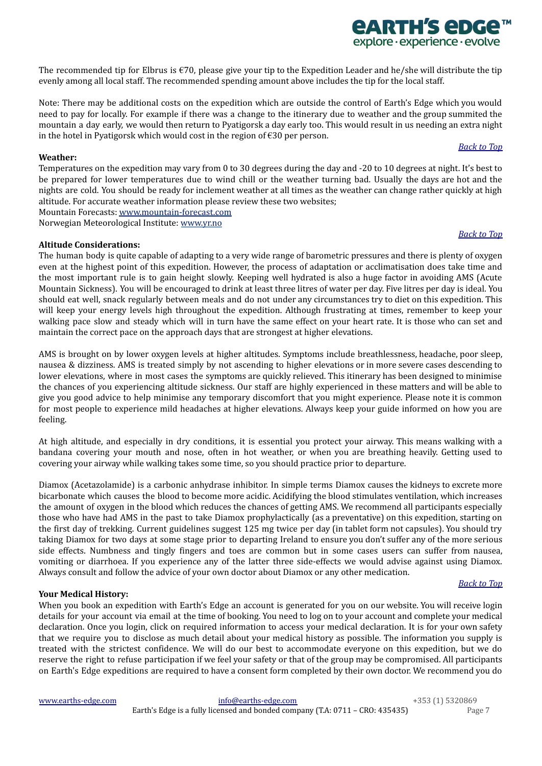The recommended tip for Elbrus is €70, please give your tip to the Expedition Leader and he/she will distribute the tip evenly among all local staff. The recommended spending amount above includes the tip for the local staff.

Note: There may be additional costs on the expedition which are outside the control of Earth's Edge which you would need to pay for locally. For example if there was a change to the itinerary due to weather and the group summited the mountain a day early, we would then return to Pyatigorsk a day early too. This would result in us needing an extra night in the hotel in Pyatigorsk which would cost in the region of €30 per person.

*Back to Top*

**Weather:**

Temperatures on the expedition may vary from 0 to 30 degrees during the day and -20 to 10 degrees at night. It's best to be prepared for lower temperatures due to wind chill or the weather turning bad. Usually the days are hot and the nights are cold. You should be ready for inclement weather at all times as the weather can change rather quickly at high altitude. For accurate weather information please review these two websites;

Mountain Forecasts: www.mountain-forecast.com
Norwegian Meteorological Institute: www.yr.no

*Back to Top*

**Altitude Considerations:**

The human body is quite capable of adapting to a very wide range of barometric pressures and there is plenty of oxygen even at the highest point of this expedition. However, the process of adaptation or acclimatisation does take time and the most important rule is to gain height slowly. Keeping well hydrated is also a huge factor in avoiding AMS (Acute Mountain Sickness). You will be encouraged to drink at least three litres of water per day. Five litres per day is ideal. You should eat well, snack regularly between meals and do not under any circumstances try to diet on this expedition. This will keep your energy levels high throughout the expedition. Although frustrating at times, remember to keep your walking pace slow and steady which will in turn have the same effect on your heart rate. It is those who can set and maintain the correct pace on the approach days that are strongest at higher elevations.

AMS is brought on by lower oxygen levels at higher altitudes. Symptoms include breathlessness, headache, poor sleep, nausea & dizziness. AMS is treated simply by not ascending to higher elevations or in more severe cases descending to lower elevations, where in most cases the symptoms are quickly relieved. This itinerary has been designed to minimise the chances of you experiencing altitude sickness. Our staff are highly experienced in these matters and will be able to give you good advice to help minimise any temporary discomfort that you might experience. Please note it is common for most people to experience mild headaches at higher elevations. Always keep your guide informed on how you are feeling.

At high altitude, and especially in dry conditions, it is essential you protect your airway. This means walking with a bandana covering your mouth and nose, often in hot weather, or when you are breathing heavily. Getting used to covering your airway while walking takes some time, so you should practice prior to departure.

Diamox (Acetazolamide) is a carbonic anhydrase inhibitor. In simple terms Diamox causes the kidneys to excrete more bicarbonate which causes the blood to become more acidic. Acidifying the blood stimulates ventilation, which increases the amount of oxygen in the blood which reduces the chances of getting AMS. We recommend all participants especially those who have had AMS in the past to take Diamox prophylactically (as a preventative) on this expedition, starting on the first day of trekking. Current guidelines suggest 125 mg twice per day (in tablet form not capsules). You should try taking Diamox for two days at some stage prior to departing Ireland to ensure you don't suffer any of the more serious side effects. Numbness and tingly fingers and toes are common but in some cases users can suffer from nausea, vomiting or diarrhoea. If you experience any of the latter three side-effects we would advise against using Diamox. Always consult and follow the advice of your own doctor about Diamox or any other medication.

*Back to Top*

**Your Medical History:**

When you book an expedition with Earth's Edge an account is generated for you on our website. You will receive login details for your account via email at the time of booking. You need to log on to your account and complete your medical declaration. Once you login, click on required information to access your medical declaration. It is for your own safety that we require you to disclose as much detail about your medical history as possible. The information you supply is treated with the strictest confidence. We will do our best to accommodate everyone on this expedition, but we do reserve the right to refuse participation if we feel your safety or that of the group may be compromised. All participants on Earth's Edge expeditions are required to have a consent form completed by their own doctor. We recommend you do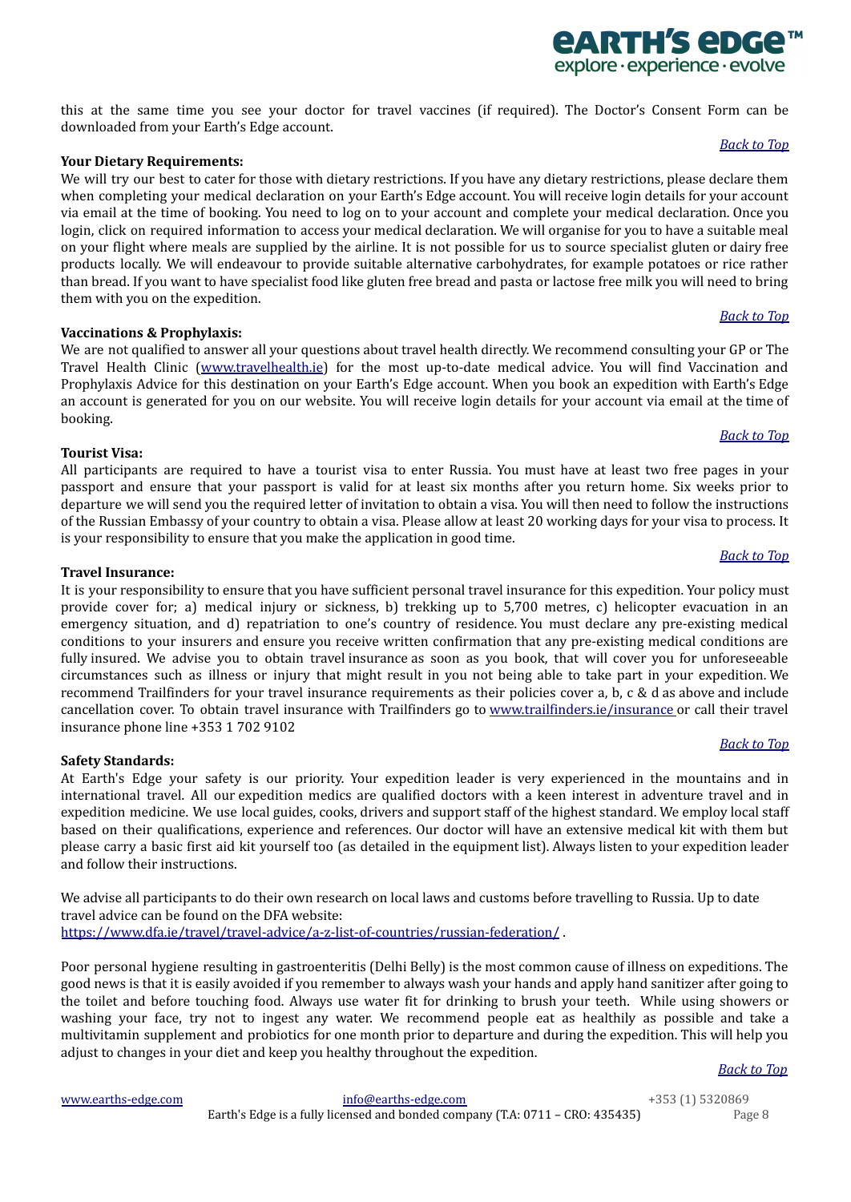this at the same time you see your doctor for travel vaccines (if required). The Doctor's Consent Form can be downloaded from your Earth's Edge account.

*Back to Top*

**Your Dietary Requirements:**

We will try our best to cater for those with dietary restrictions. If you have any dietary restrictions, please declare them when completing your medical declaration on your Earth's Edge account. You will receive login details for your account via email at the time of booking. You need to log on to your account and complete your medical declaration. Once you login, click on required information to access your medical declaration. We will organise for you to have a suitable meal on your flight where meals are supplied by the airline. It is not possible for us to source specialist gluten or dairy free products locally. We will endeavour to provide suitable alternative carbohydrates, for example potatoes or rice rather than bread. If you want to have specialist food like gluten free bread and pasta or lactose free milk you will need to bring them with you on the expedition.

*Back to Top*

**Vaccinations & Prophylaxis:**

We are not qualified to answer all your questions about travel health directly. We recommend consulting your GP or The Travel Health Clinic (www.travelhealth.ie) for the most up-to-date medical advice. You will find Vaccination and Prophylaxis Advice for this destination on your Earth's Edge account. When you book an expedition with Earth's Edge an account is generated for you on our website. You will receive login details for your account via email at the time of booking.

*Back to Top*

**Tourist Visa:**

All participants are required to have a tourist visa to enter Russia. You must have at least two free pages in your passport and ensure that your passport is valid for at least six months after you return home. Six weeks prior to departure we will send you the required letter of invitation to obtain a visa. You will then need to follow the instructions of the Russian Embassy of your country to obtain a visa. Please allow at least 20 working days for your visa to process. It is your responsibility to ensure that you make the application in good time.

*Back to Top*

**Travel Insurance:**

It is your responsibility to ensure that you have sufficient personal travel insurance for this expedition. Your policy must provide cover for; a) medical injury or sickness, b) trekking up to 5,700 metres, c) helicopter evacuation in an emergency situation, and d) repatriation to one's country of residence. You must declare any pre-existing medical conditions to your insurers and ensure you receive written confirmation that any pre-existing medical conditions are fully insured. We advise you to obtain travel insurance as soon as you book, that will cover you for unforeseeable circumstances such as illness or injury that might result in you not being able to take part in your expedition. We recommend Trailfinders for your travel insurance requirements as their policies cover a, b, c & d as above and include cancellation cover. To obtain travel insurance with Trailfinders go to www.trailfinders.ie/insurance or call their travel insurance phone line +353 1 702 9102

*Back to Top*

**Safety Standards:**

At Earth's Edge your safety is our priority. Your expedition leader is very experienced in the mountains and in international travel. All our expedition medics are qualified doctors with a keen interest in adventure travel and in expedition medicine. We use local guides, cooks, drivers and support staff of the highest standard. We employ local staff based on their qualifications, experience and references. Our doctor will have an extensive medical kit with them but please carry a basic first aid kit yourself too (as detailed in the equipment list). Always listen to your expedition leader and follow their instructions.

We advise all participants to do their own research on local laws and customs before travelling to Russia. Up to date travel advice can be found on the DFA website:
https://www.dfa.ie/travel/travel-advice/a-z-list-of-countries/russian-federation/ .

Poor personal hygiene resulting in gastroenteritis (Delhi Belly) is the most common cause of illness on expeditions. The good news is that it is easily avoided if you remember to always wash your hands and apply hand sanitizer after going to the toilet and before touching food. Always use water fit for drinking to brush your teeth. While using showers or washing your face, try not to ingest any water. We recommend people eat as healthily as possible and take a multivitamin supplement and probiotics for one month prior to departure and during the expedition. This will help you adjust to changes in your diet and keep you healthy throughout the expedition.

*Back to Top*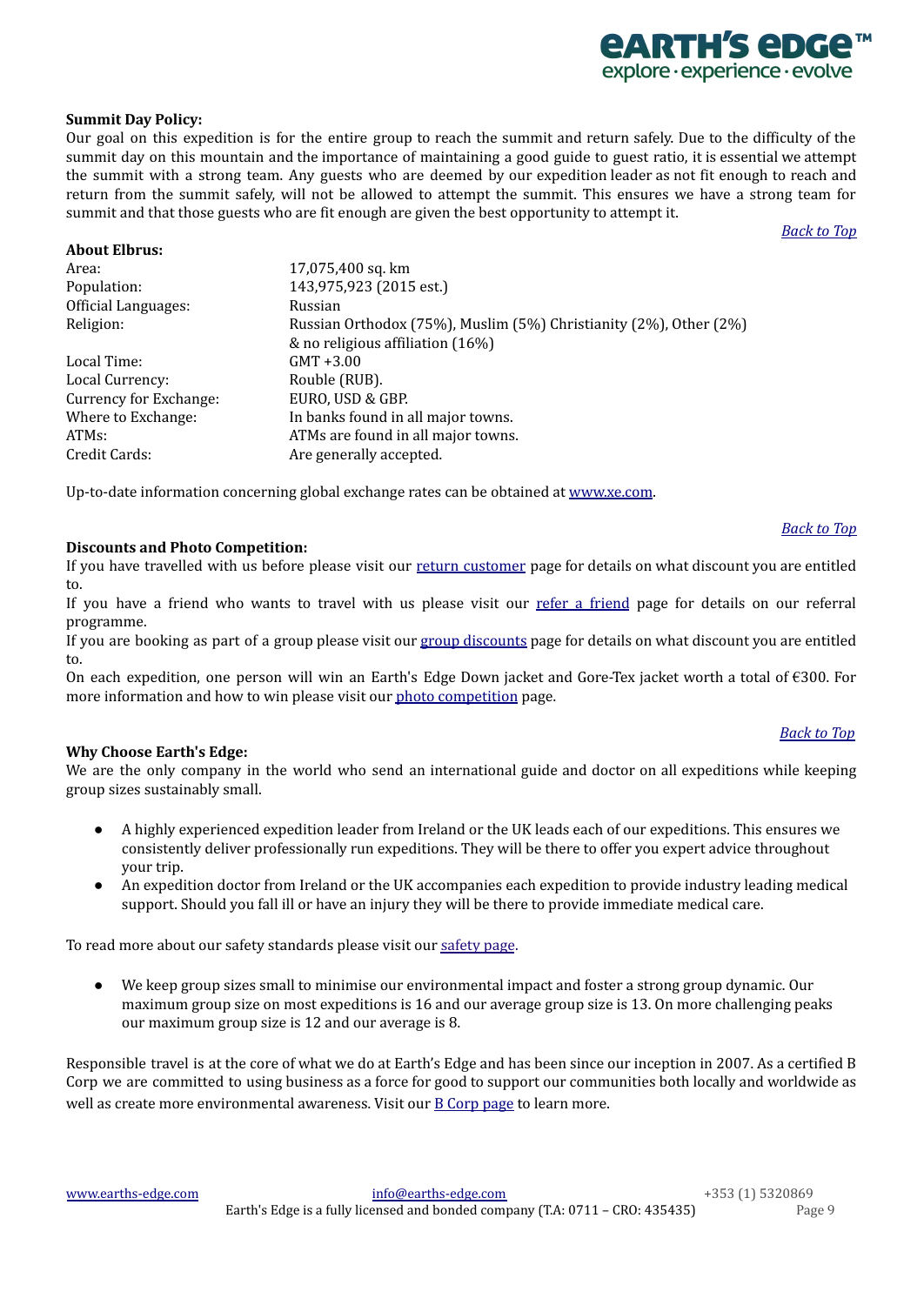**Summit Day Policy:**

Our goal on this expedition is for the entire group to reach the summit and return safely. Due to the difficulty of the summit day on this mountain and the importance of maintaining a good guide to guest ratio, it is essential we attempt the summit with a strong team. Any guests who are deemed by our expedition leader as not fit enough to reach and return from the summit safely, will not be allowed to attempt the summit. This ensures we have a strong team for summit and that those guests who are fit enough are given the best opportunity to attempt it.

*Back to Top*

**About Elbrus:**

| | |
|---|---|
| Area: | 17,075,400 sq. km |
| Population: | 143,975,923 (2015 est.) |
| Official Languages: | Russian |
| Religion: | Russian Orthodox (75%), Muslim (5%) Christianity (2%), Other (2%) & no religious affiliation (16%) |
| Local Time: | GMT +3.00 |
| Local Currency: | Rouble (RUB). |
| Currency for Exchange: | EURO, USD & GBP. |
| Where to Exchange: | In banks found in all major towns. |
| ATMs: | ATMs are found in all major towns. |
| Credit Cards: | Are generally accepted. |

Up-to-date information concerning global exchange rates can be obtained at www.xe.com.

*Back to Top*

**Discounts and Photo Competition:**

If you have travelled with us before please visit our return customer page for details on what discount you are entitled to.

If you have a friend who wants to travel with us please visit our refer a friend page for details on our referral programme.

If you are booking as part of a group please visit our group discounts page for details on what discount you are entitled to.

On each expedition, one person will win an Earth's Edge Down jacket and Gore-Tex jacket worth a total of €300. For more information and how to win please visit our photo competition page.

*Back to Top*

**Why Choose Earth's Edge:**

We are the only company in the world who send an international guide and doctor on all expeditions while keeping group sizes sustainably small.

- A highly experienced expedition leader from Ireland or the UK leads each of our expeditions. This ensures we consistently deliver professionally run expeditions. They will be there to offer you expert advice throughout your trip.
- An expedition doctor from Ireland or the UK accompanies each expedition to provide industry leading medical support. Should you fall ill or have an injury they will be there to provide immediate medical care.

To read more about our safety standards please visit our safety page.

- We keep group sizes small to minimise our environmental impact and foster a strong group dynamic. Our maximum group size on most expeditions is 16 and our average group size is 13. On more challenging peaks our maximum group size is 12 and our average is 8.

Responsible travel is at the core of what we do at Earth's Edge and has been since our inception in 2007. As a certified B Corp we are committed to using business as a force for good to support our communities both locally and worldwide as well as create more environmental awareness. Visit our B Corp page to learn more.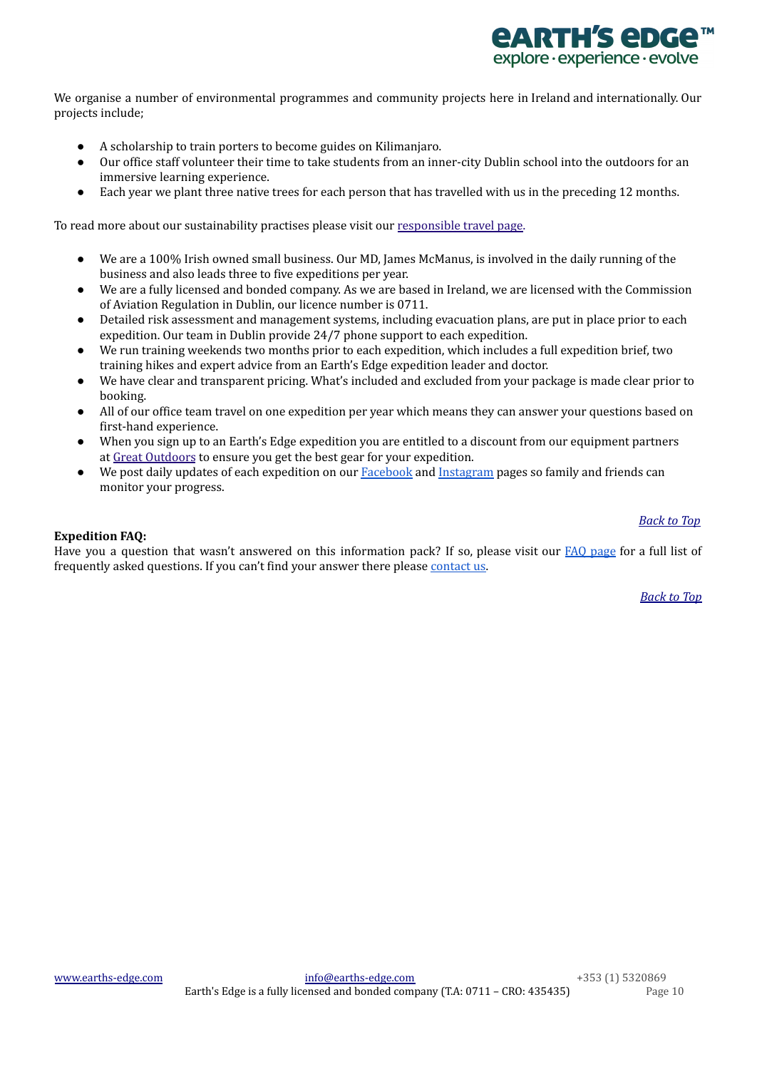We organise a number of environmental programmes and community projects here in Ireland and internationally. Our projects include;

- A scholarship to train porters to become guides on Kilimanjaro.
- Our office staff volunteer their time to take students from an inner-city Dublin school into the outdoors for an immersive learning experience.
- Each year we plant three native trees for each person that has travelled with us in the preceding 12 months.

To read more about our sustainability practises please visit our responsible travel page.

- We are a 100% Irish owned small business. Our MD, James McManus, is involved in the daily running of the business and also leads three to five expeditions per year.
- We are a fully licensed and bonded company. As we are based in Ireland, we are licensed with the Commission of Aviation Regulation in Dublin, our licence number is 0711.
- Detailed risk assessment and management systems, including evacuation plans, are put in place prior to each expedition. Our team in Dublin provide 24/7 phone support to each expedition.
- We run training weekends two months prior to each expedition, which includes a full expedition brief, two training hikes and expert advice from an Earth's Edge expedition leader and doctor.
- We have clear and transparent pricing. What's included and excluded from your package is made clear prior to booking.
- All of our office team travel on one expedition per year which means they can answer your questions based on first-hand experience.
- When you sign up to an Earth's Edge expedition you are entitled to a discount from our equipment partners at Great Outdoors to ensure you get the best gear for your expedition.
- We post daily updates of each expedition on our Facebook and Instagram pages so family and friends can monitor your progress.

*Back to Top*

**Expedition FAQ:**

Have you a question that wasn't answered on this information pack? If so, please visit our FAQ page for a full list of frequently asked questions. If you can't find your answer there please contact us.

*Back to Top*